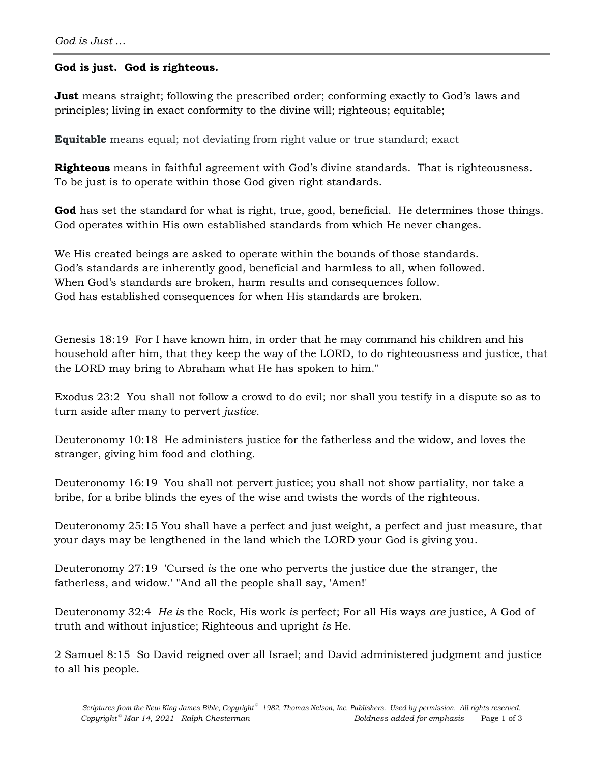**God is just. God is righteous.**

**Just** means straight; following the prescribed order; conforming exactly to God's laws and principles; living in exact conformity to the divine will; righteous; equitable;

**Equitable** means equal; not deviating from right value or true standard; exact

**Righteous** means in faithful agreement with God's divine standards. That is righteousness. To be just is to operate within those God given right standards.

**God** has set the standard for what is right, true, good, beneficial. He determines those things. God operates within His own established standards from which He never changes.

We His created beings are asked to operate within the bounds of those standards.
God's standards are inherently good, beneficial and harmless to all, when followed.
When God's standards are broken, harm results and consequences follow.
God has established consequences for when His standards are broken.

Genesis 18:19 For I have known him, in order that he may command his children and his household after him, that they keep the way of the LORD, to do righteousness and justice, that the LORD may bring to Abraham what He has spoken to him."

Exodus 23:2 You shall not follow a crowd to do evil; nor shall you testify in a dispute so as to turn aside after many to pervert *justice.*

Deuteronomy 10:18 He administers justice for the fatherless and the widow, and loves the stranger, giving him food and clothing.

Deuteronomy 16:19 You shall not pervert justice; you shall not show partiality, nor take a bribe, for a bribe blinds the eyes of the wise and twists the words of the righteous.

Deuteronomy 25:15 You shall have a perfect and just weight, a perfect and just measure, that your days may be lengthened in the land which the LORD your God is giving you.

Deuteronomy 27:19 'Cursed *is* the one who perverts the justice due the stranger, the fatherless, and widow.' "And all the people shall say, 'Amen!'

Deuteronomy 32:4 *He is* the Rock, His work *is* perfect; For all His ways *are* justice, A God of truth and without injustice; Righteous and upright *is* He.

2 Samuel 8:15 So David reigned over all Israel; and David administered judgment and justice to all his people.

*Scriptures from the New King James Bible, Copyright© 1982, Thomas Nelson, Inc. Publishers. Used by permission. All rights reserved.*
*Copyright© Mar 14, 2021 Ralph Chesterman* *Boldness added for emphasis*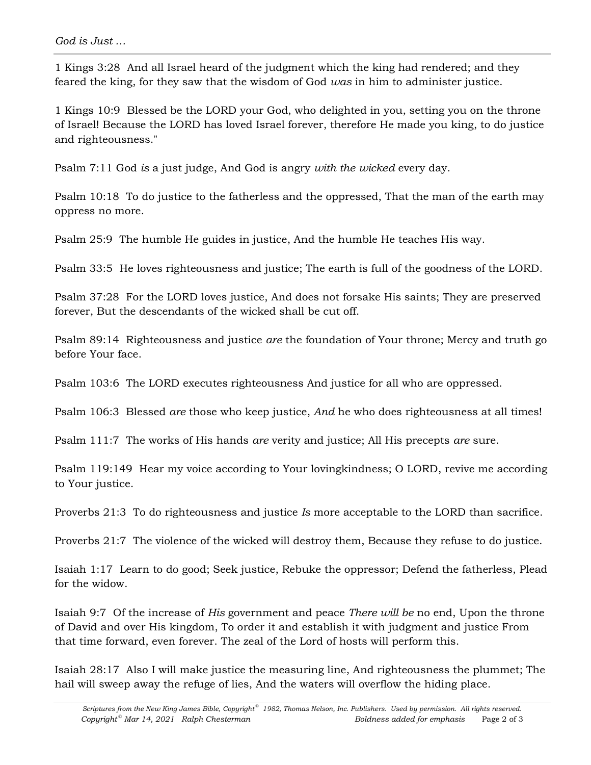1 Kings 3:28  And all Israel heard of the judgment which the king had rendered; and they feared the king, for they saw that the wisdom of God *was* in him to administer justice.

1 Kings 10:9  Blessed be the LORD your God, who delighted in you, setting you on the throne of Israel! Because the LORD has loved Israel forever, therefore He made you king, to do justice and righteousness."

Psalm 7:11 God *is* a just judge, And God is angry *with the wicked* every day.

Psalm 10:18  To do justice to the fatherless and the oppressed, That the man of the earth may oppress no more.

Psalm 25:9  The humble He guides in justice, And the humble He teaches His way.

Psalm 33:5  He loves righteousness and justice; The earth is full of the goodness of the LORD.

Psalm 37:28  For the LORD loves justice, And does not forsake His saints; They are preserved forever, But the descendants of the wicked shall be cut off.

Psalm 89:14  Righteousness and justice *are* the foundation of Your throne; Mercy and truth go before Your face.

Psalm 103:6  The LORD executes righteousness And justice for all who are oppressed.

Psalm 106:3  Blessed *are* those who keep justice, *And* he who does righteousness at all times!

Psalm 111:7  The works of His hands *are* verity and justice; All His precepts *are* sure.

Psalm 119:149  Hear my voice according to Your lovingkindness; O LORD, revive me according to Your justice.

Proverbs 21:3  To do righteousness and justice *Is* more acceptable to the LORD than sacrifice.

Proverbs 21:7  The violence of the wicked will destroy them, Because they refuse to do justice.

Isaiah 1:17  Learn to do good; Seek justice, Rebuke the oppressor; Defend the fatherless, Plead for the widow.

Isaiah 9:7  Of the increase of *His* government and peace *There will be* no end, Upon the throne of David and over His kingdom, To order it and establish it with judgment and justice From that time forward, even forever. The zeal of the Lord of hosts will perform this.

Isaiah 28:17  Also I will make justice the measuring line, And righteousness the plummet; The hail will sweep away the refuge of lies, And the waters will overflow the hiding place.

*Scriptures from the New King James Bible, Copyright© 1982, Thomas Nelson, Inc. Publishers. Used by permission. All rights reserved.*
*Copyright© Mar 14, 2021 Ralph Chesterman* *Boldness added for emphasis*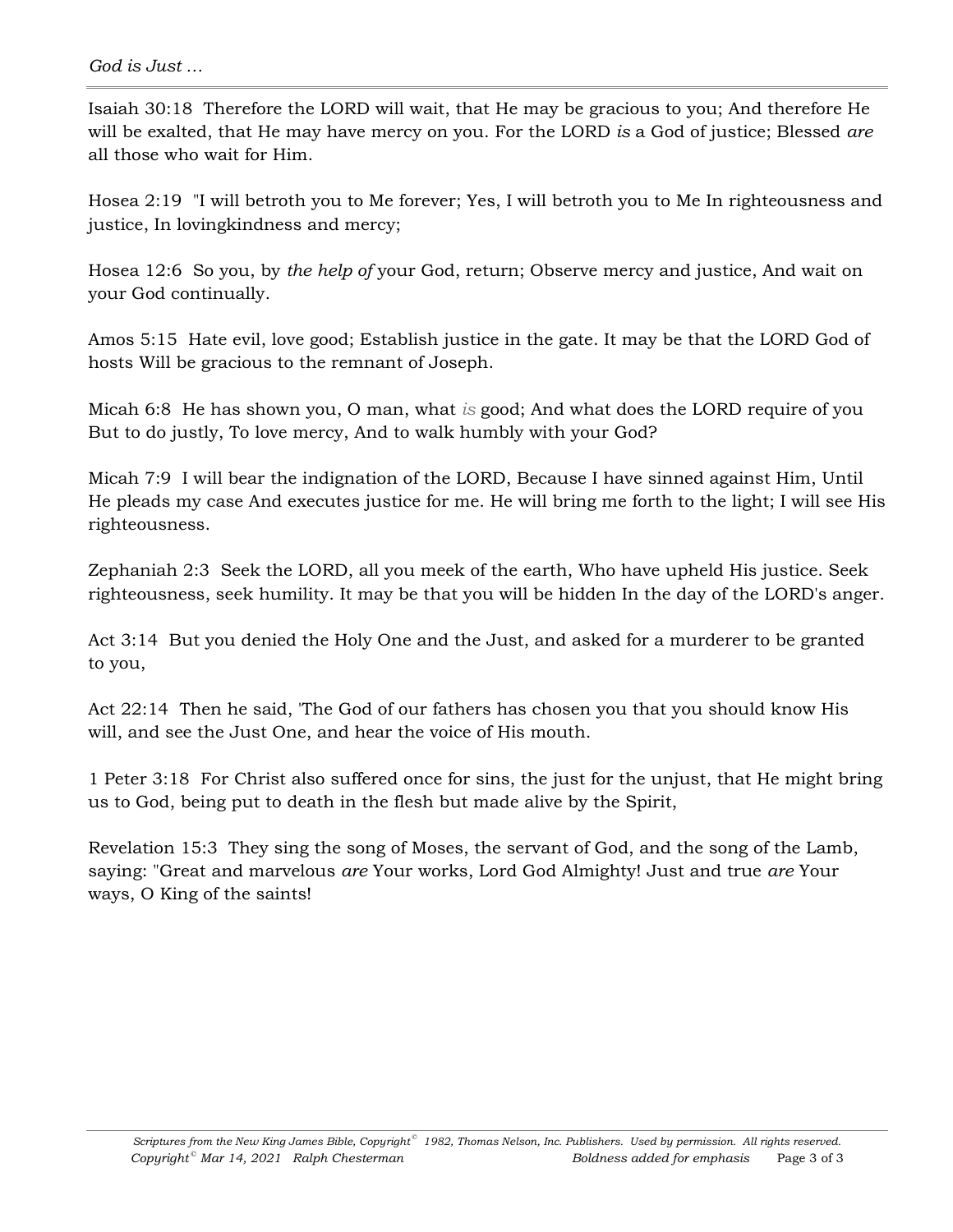Isaiah 30:18  Therefore the LORD will wait, that He may be gracious to you; And therefore He will be exalted, that He may have mercy on you. For the LORD *is* a God of justice; Blessed *are* all those who wait for Him.

Hosea 2:19  "I will betroth you to Me forever; Yes, I will betroth you to Me In righteousness and justice, In lovingkindness and mercy;

Hosea 12:6  So you, by *the help of* your God, return; Observe mercy and justice, And wait on your God continually.

Amos 5:15  Hate evil, love good; Establish justice in the gate. It may be that the LORD God of hosts Will be gracious to the remnant of Joseph.

Micah 6:8  He has shown you, O man, what *is* good; And what does the LORD require of you But to do justly, To love mercy, And to walk humbly with your God?

Micah 7:9  I will bear the indignation of the LORD, Because I have sinned against Him, Until He pleads my case And executes justice for me. He will bring me forth to the light; I will see His righteousness.

Zephaniah 2:3  Seek the LORD, all you meek of the earth, Who have upheld His justice. Seek righteousness, seek humility. It may be that you will be hidden In the day of the LORD's anger.

Act 3:14  But you denied the Holy One and the Just, and asked for a murderer to be granted to you,

Act 22:14  Then he said, 'The God of our fathers has chosen you that you should know His will, and see the Just One, and hear the voice of His mouth.

1 Peter 3:18  For Christ also suffered once for sins, the just for the unjust, that He might bring us to God, being put to death in the flesh but made alive by the Spirit,

Revelation 15:3  They sing the song of Moses, the servant of God, and the song of the Lamb, saying: "Great and marvelous *are* Your works, Lord God Almighty! Just and true *are* Your ways, O King of the saints!

*Scriptures from the New King James Bible, Copyright© 1982, Thomas Nelson, Inc. Publishers. Used by permission. All rights reserved.*
*Copyright© Mar 14, 2021 Ralph Chesterman* *Boldness added for emphasis*